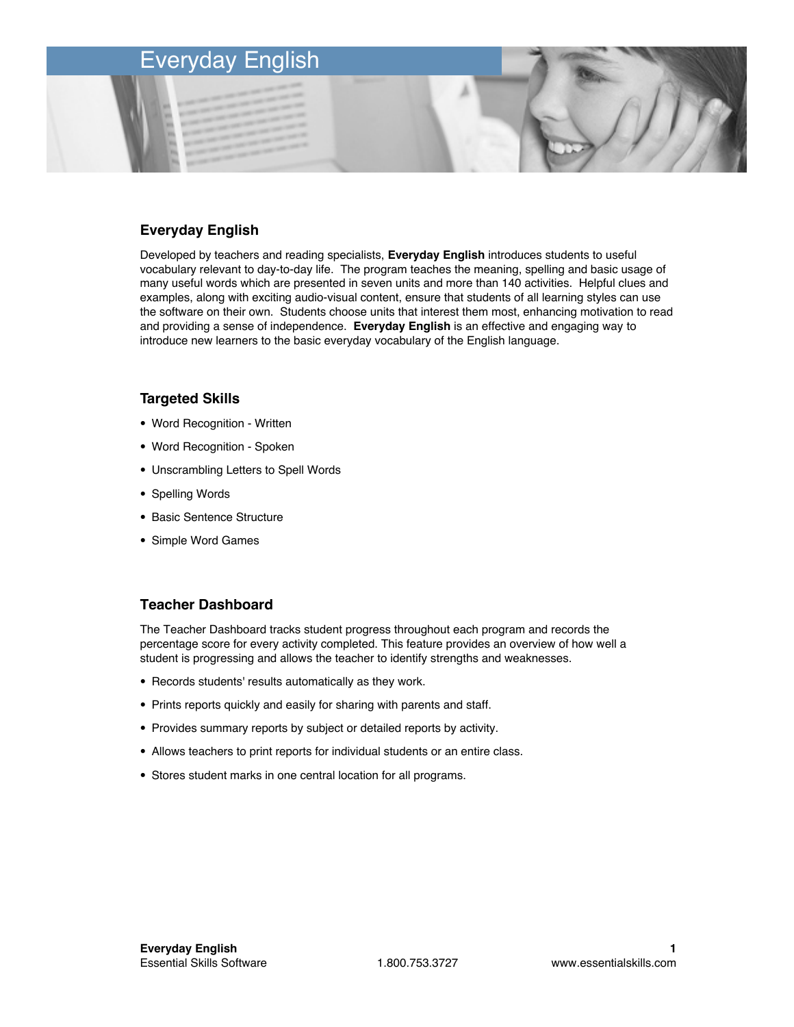# Everyday English

## Everyday English

Developed by teachers and reading specialists, **Everyday English** introduces students to useful vocabulary relevant to day-to-day life. The program teaches the meaning, spelling and basic usage of many useful words which are presented in seven units and more than 140 activities. Helpful clues and examples, along with exciting audio-visual content, ensure that students of all learning styles can use the software on their own. Students choose units that interest them most, enhancing motivation to read and providing a sense of independence. **Everyday English** is an effective and engaging way to introduce new learners to the basic everyday vocabulary of the English language.

## Targeted Skills

- Word Recognition - Written
- Word Recognition - Spoken
- Unscrambling Letters to Spell Words
- Spelling Words
- Basic Sentence Structure
- Simple Word Games

## Teacher Dashboard

The Teacher Dashboard tracks student progress throughout each program and records the percentage score for every activity completed. This feature provides an overview of how well a student is progressing and allows the teacher to identify strengths and weaknesses.

- Records students' results automatically as they work.
- Prints reports quickly and easily for sharing with parents and staff.
- Provides summary reports by subject or detailed reports by activity.
- Allows teachers to print reports for individual students or an entire class.
- Stores student marks in one central location for all programs.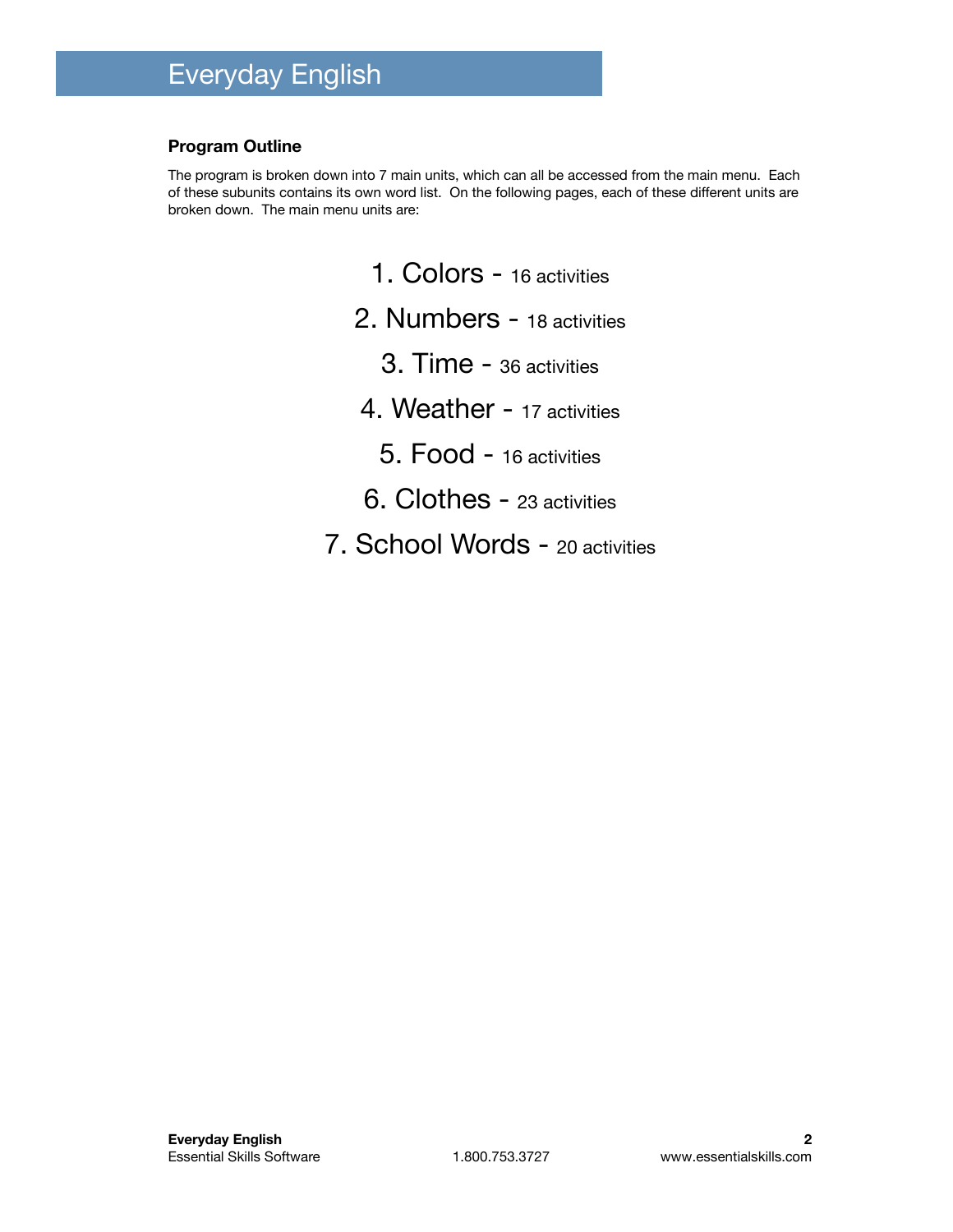# Everyday English

**Program Outline**

The program is broken down into 7 main units, which can all be accessed from the main menu. Each of these subunits contains its own word list. On the following pages, each of these different units are broken down. The main menu units are:

1. Colors - 16 activities
2. Numbers - 18 activities
3. Time - 36 activities
4. Weather - 17 activities
5. Food - 16 activities
6. Clothes - 23 activities
7. School Words - 20 activities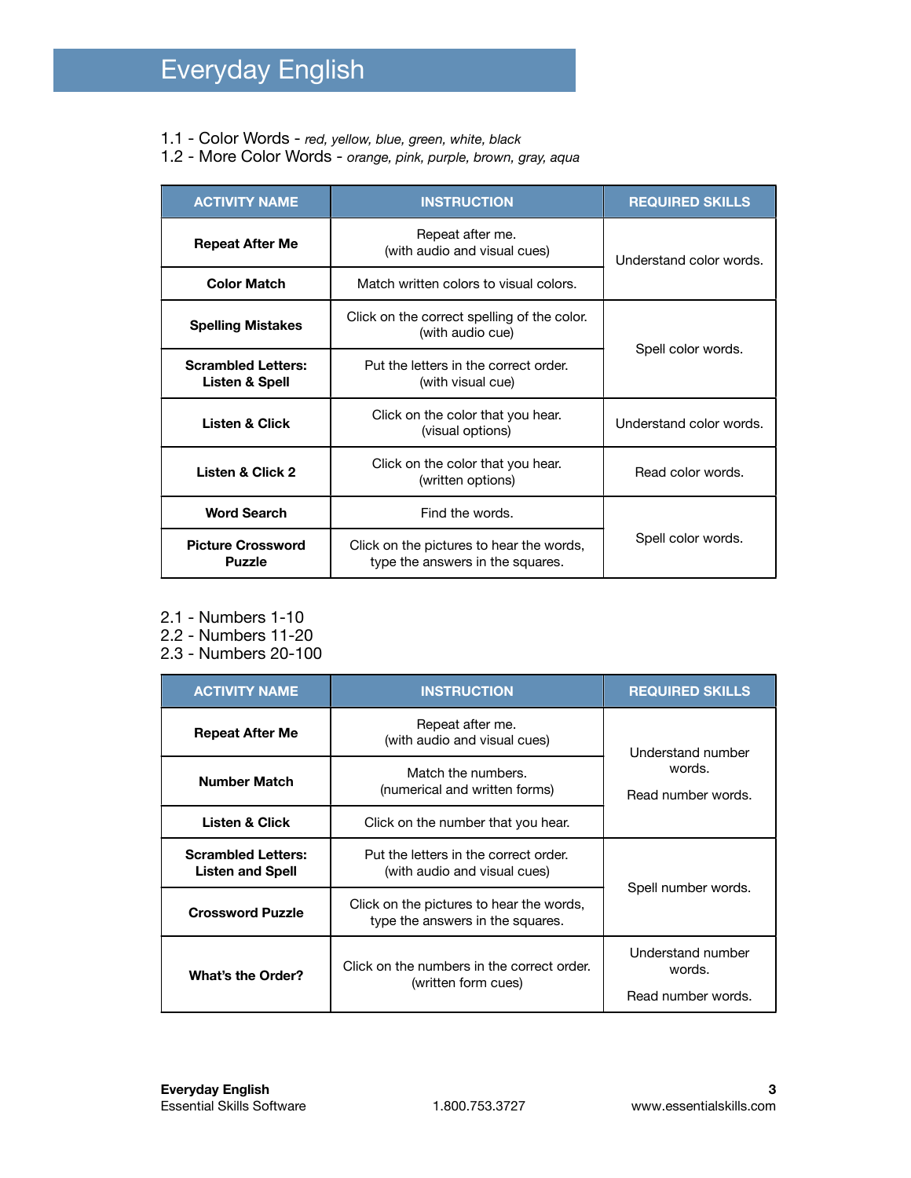# Everyday English

1.1 - Color Words - *red, yellow, blue, green, white, black*
1.2 - More Color Words - *orange, pink, purple, brown, gray, aqua*

| ACTIVITY NAME | INSTRUCTION | REQUIRED SKILLS |
|---|---|---|
| **Repeat After Me** | Repeat after me. (with audio and visual cues) | Understand color words. |
| **Color Match** | Match written colors to visual colors. | |
| **Spelling Mistakes** | Click on the correct spelling of the color. (with audio cue) | Spell color words. |
| **Scrambled Letters: Listen & Spell** | Put the letters in the correct order. (with visual cue) | |
| **Listen & Click** | Click on the color that you hear. (visual options) | Understand color words. |
| **Listen & Click 2** | Click on the color that you hear. (written options) | Read color words. |
| **Word Search** | Find the words. | Spell color words. |
| **Picture Crossword Puzzle** | Click on the pictures to hear the words, type the answers in the squares. | |

2.1 - Numbers 1-10
2.2 - Numbers 11-20
2.3 - Numbers 20-100

| ACTIVITY NAME | INSTRUCTION | REQUIRED SKILLS |
|---|---|---|
| **Repeat After Me** | Repeat after me. (with audio and visual cues) | Understand number words. Read number words. |
| **Number Match** | Match the numbers. (numerical and written forms) | |
| **Listen & Click** | Click on the number that you hear. | |
| **Scrambled Letters: Listen and Spell** | Put the letters in the correct order. (with audio and visual cues) | Spell number words. |
| **Crossword Puzzle** | Click on the pictures to hear the words, type the answers in the squares. | |
| **What's the Order?** | Click on the numbers in the correct order. (written form cues) | Understand number words. Read number words. |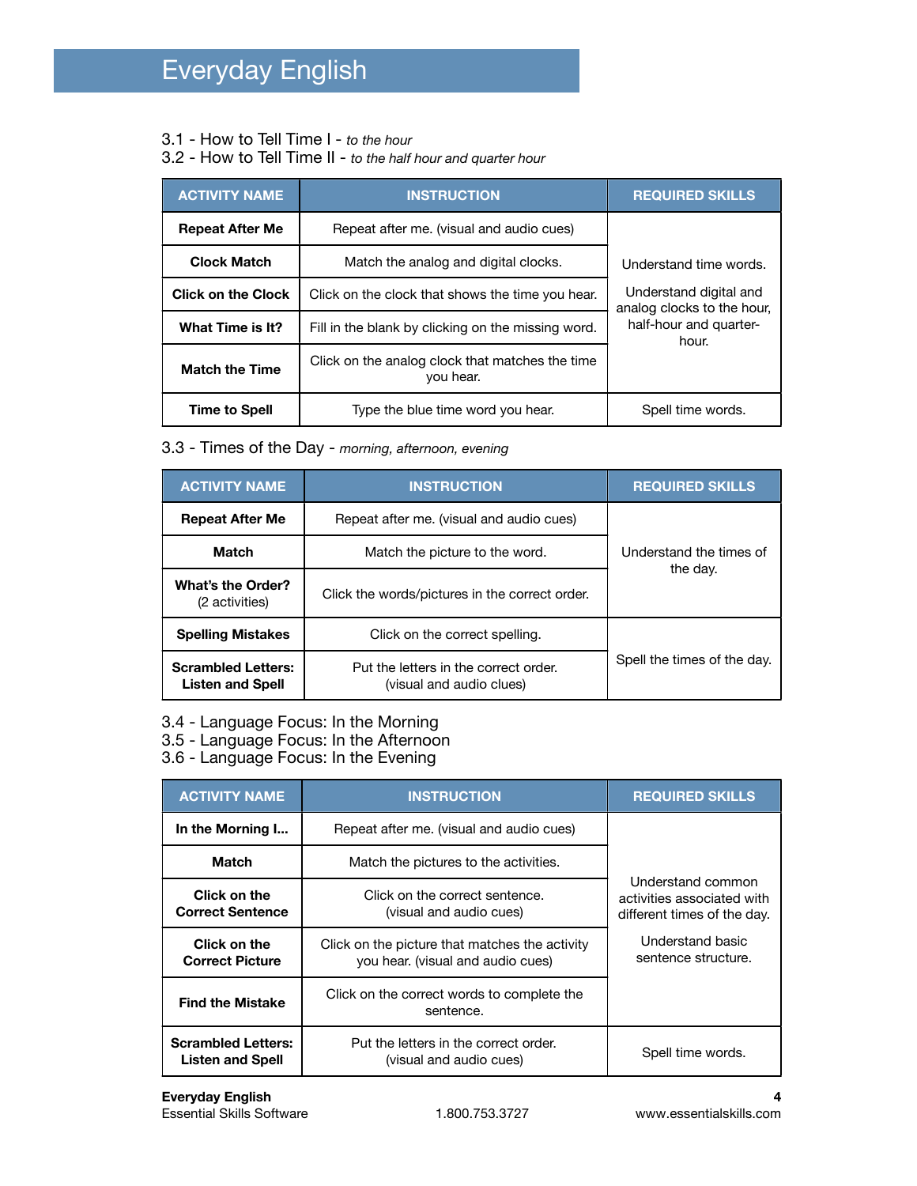# Everyday English

3.1 - How to Tell Time I - *to the hour*
3.2 - How to Tell Time II - *to the half hour and quarter hour*

| ACTIVITY NAME | INSTRUCTION | REQUIRED SKILLS |
|---|---|---|
| **Repeat After Me** | Repeat after me. (visual and audio cues) | Understand time words. Understand digital and analog clocks to the hour, half-hour and quarter-hour. |
| **Clock Match** | Match the analog and digital clocks. | |
| **Click on the Clock** | Click on the clock that shows the time you hear. | |
| **What Time is It?** | Fill in the blank by clicking on the missing word. | |
| **Match the Time** | Click on the analog clock that matches the time you hear. | |
| **Time to Spell** | Type the blue time word you hear. | Spell time words. |

3.3 - Times of the Day - *morning, afternoon, evening*

| ACTIVITY NAME | INSTRUCTION | REQUIRED SKILLS |
|---|---|---|
| **Repeat After Me** | Repeat after me. (visual and audio cues) | Understand the times of the day. |
| **Match** | Match the picture to the word. | |
| **What's the Order?** (2 activities) | Click the words/pictures in the correct order. | |
| **Spelling Mistakes** | Click on the correct spelling. | Spell the times of the day. |
| **Scrambled Letters: Listen and Spell** | Put the letters in the correct order. (visual and audio clues) | |

3.4 - Language Focus: In the Morning
3.5 - Language Focus: In the Afternoon
3.6 - Language Focus: In the Evening

| ACTIVITY NAME | INSTRUCTION | REQUIRED SKILLS |
|---|---|---|
| **In the Morning I...** | Repeat after me. (visual and audio cues) | Understand common activities associated with different times of the day. Understand basic sentence structure. |
| **Match** | Match the pictures to the activities. | |
| **Click on the Correct Sentence** | Click on the correct sentence. (visual and audio cues) | |
| **Click on the Correct Picture** | Click on the picture that matches the activity you hear. (visual and audio cues) | |
| **Find the Mistake** | Click on the correct words to complete the sentence. | |
| **Scrambled Letters: Listen and Spell** | Put the letters in the correct order. (visual and audio cues) | Spell time words. |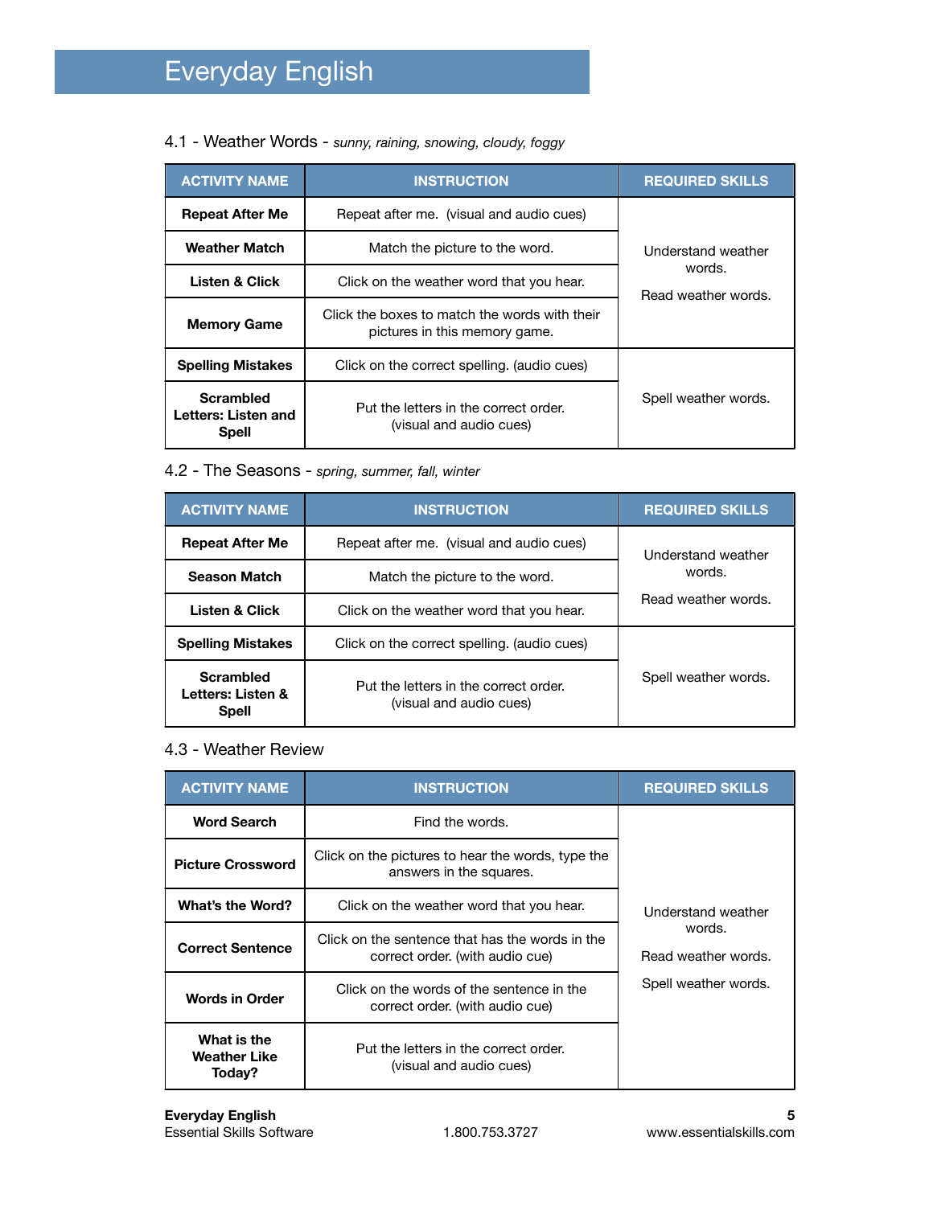# Everyday English

## 4.1 - Weather Words - *sunny, raining, snowing, cloudy, foggy*

| ACTIVITY NAME | INSTRUCTION | REQUIRED SKILLS |
|---|---|---|
| **Repeat After Me** | Repeat after me. (visual and audio cues) | Understand weather words. Read weather words. |
| **Weather Match** | Match the picture to the word. | |
| **Listen & Click** | Click on the weather word that you hear. | |
| **Memory Game** | Click the boxes to match the words with their pictures in this memory game. | |
| **Spelling Mistakes** | Click on the correct spelling. (audio cues) | Spell weather words. |
| **Scrambled Letters: Listen and Spell** | Put the letters in the correct order. (visual and audio cues) | |

## 4.2 - The Seasons - *spring, summer, fall, winter*

| ACTIVITY NAME | INSTRUCTION | REQUIRED SKILLS |
|---|---|---|
| **Repeat After Me** | Repeat after me. (visual and audio cues) | Understand weather words. Read weather words. |
| **Season Match** | Match the picture to the word. | |
| **Listen & Click** | Click on the weather word that you hear. | |
| **Spelling Mistakes** | Click on the correct spelling. (audio cues) | Spell weather words. |
| **Scrambled Letters: Listen & Spell** | Put the letters in the correct order. (visual and audio cues) | |

## 4.3 - Weather Review

| ACTIVITY NAME | INSTRUCTION | REQUIRED SKILLS |
|---|---|---|
| **Word Search** | Find the words. | Understand weather words. Read weather words. Spell weather words. |
| **Picture Crossword** | Click on the pictures to hear the words, type the answers in the squares. | |
| **What's the Word?** | Click on the weather word that you hear. | |
| **Correct Sentence** | Click on the sentence that has the words in the correct order. (with audio cue) | |
| **Words in Order** | Click on the words of the sentence in the correct order. (with audio cue) | |
| **What is the Weather Like Today?** | Put the letters in the correct order. (visual and audio cues) | |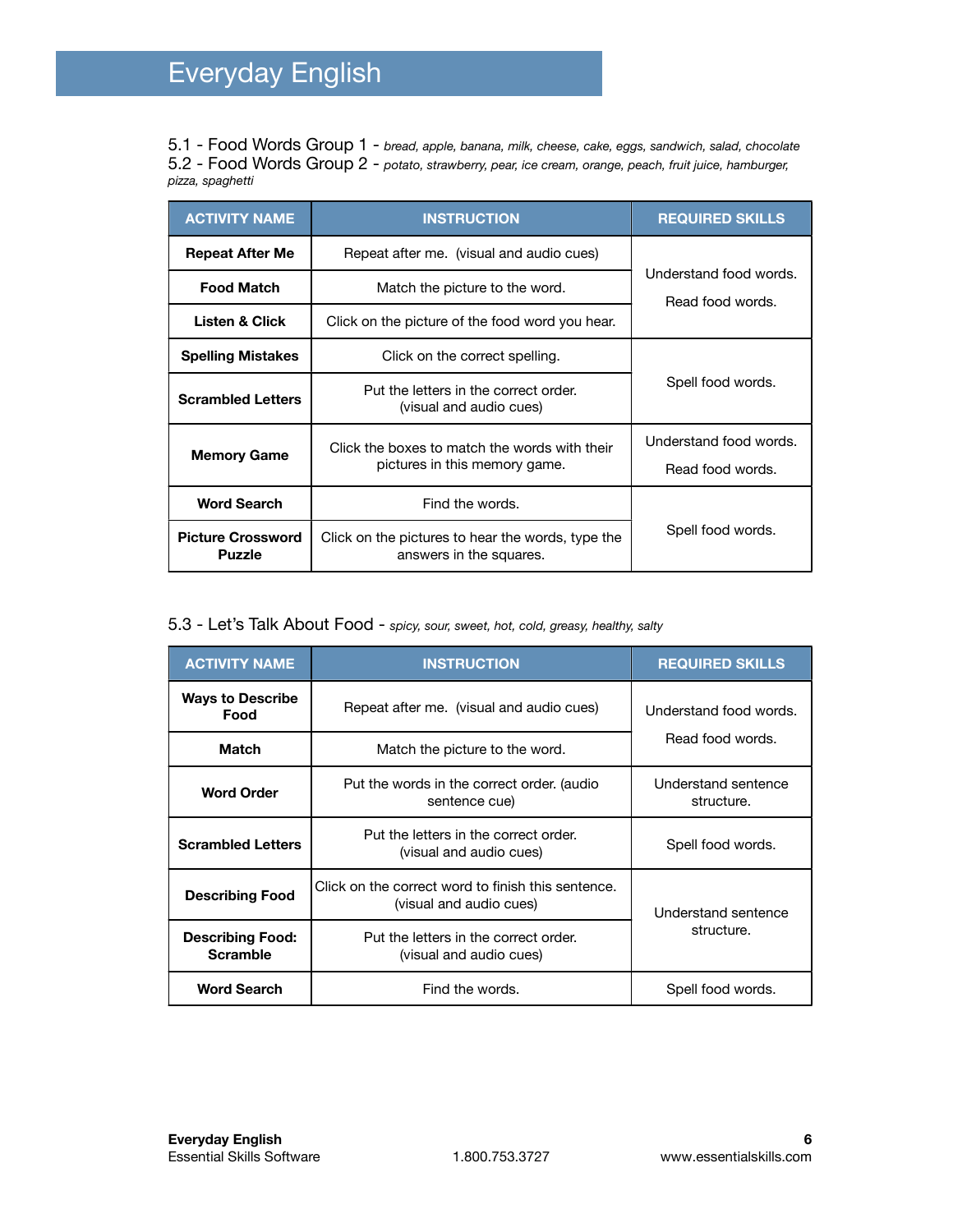# Everyday English

5.1 - Food Words Group 1 - *bread, apple, banana, milk, cheese, cake, eggs, sandwich, salad, chocolate*
5.2 - Food Words Group 2 - *potato, strawberry, pear, ice cream, orange, peach, fruit juice, hamburger, pizza, spaghetti*

| ACTIVITY NAME | INSTRUCTION | REQUIRED SKILLS |
|---|---|---|
| **Repeat After Me** | Repeat after me. (visual and audio cues) | Understand food words. Read food words. |
| **Food Match** | Match the picture to the word. | |
| **Listen & Click** | Click on the picture of the food word you hear. | |
| **Spelling Mistakes** | Click on the correct spelling. | Spell food words. |
| **Scrambled Letters** | Put the letters in the correct order. (visual and audio cues) | |
| **Memory Game** | Click the boxes to match the words with their pictures in this memory game. | Understand food words. Read food words. |
| **Word Search** | Find the words. | Spell food words. |
| **Picture Crossword Puzzle** | Click on the pictures to hear the words, type the answers in the squares. | |

5.3 - Let's Talk About Food - *spicy, sour, sweet, hot, cold, greasy, healthy, salty*

| ACTIVITY NAME | INSTRUCTION | REQUIRED SKILLS |
|---|---|---|
| **Ways to Describe Food** | Repeat after me. (visual and audio cues) | Understand food words. Read food words. |
| **Match** | Match the picture to the word. | |
| **Word Order** | Put the words in the correct order. (audio sentence cue) | Understand sentence structure. |
| **Scrambled Letters** | Put the letters in the correct order. (visual and audio cues) | Spell food words. |
| **Describing Food** | Click on the correct word to finish this sentence. (visual and audio cues) | Understand sentence structure. |
| **Describing Food: Scramble** | Put the letters in the correct order. (visual and audio cues) | |
| **Word Search** | Find the words. | Spell food words. |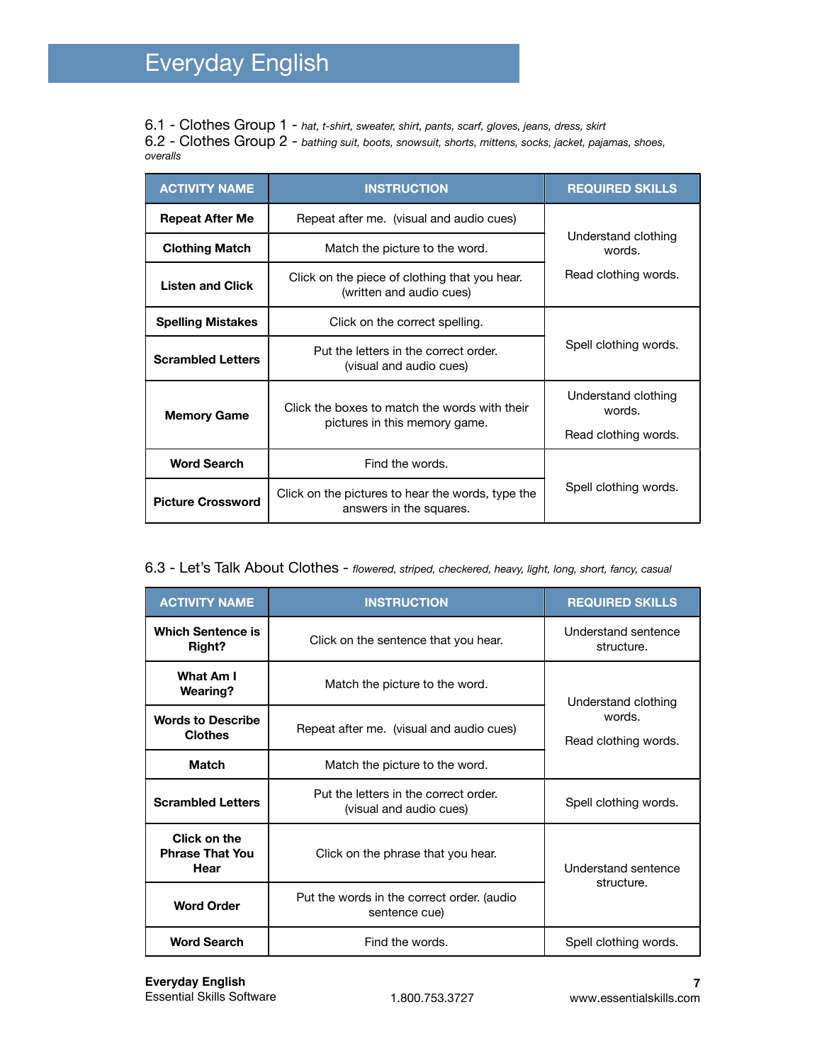# Everyday English

6.1 - Clothes Group 1 - *hat, t-shirt, sweater, shirt, pants, scarf, gloves, jeans, dress, skirt*
6.2 - Clothes Group 2 - *bathing suit, boots, snowsuit, shorts, mittens, socks, jacket, pajamas, shoes, overalls*

| ACTIVITY NAME | INSTRUCTION | REQUIRED SKILLS |
|---|---|---|
| **Repeat After Me** | Repeat after me. (visual and audio cues) | Understand clothing words. Read clothing words. |
| **Clothing Match** | Match the picture to the word. | |
| **Listen and Click** | Click on the piece of clothing that you hear. (written and audio cues) | |
| **Spelling Mistakes** | Click on the correct spelling. | Spell clothing words. |
| **Scrambled Letters** | Put the letters in the correct order. (visual and audio cues) | |
| **Memory Game** | Click the boxes to match the words with their pictures in this memory game. | Understand clothing words. Read clothing words. |
| **Word Search** | Find the words. | Spell clothing words. |
| **Picture Crossword** | Click on the pictures to hear the words, type the answers in the squares. | |

6.3 - Let's Talk About Clothes - *flowered, striped, checkered, heavy, light, long, short, fancy, casual*

| ACTIVITY NAME | INSTRUCTION | REQUIRED SKILLS |
|---|---|---|
| **Which Sentence is Right?** | Click on the sentence that you hear. | Understand sentence structure. |
| **What Am I Wearing?** | Match the picture to the word. | Understand clothing words. Read clothing words. |
| **Words to Describe Clothes** | Repeat after me. (visual and audio cues) | |
| **Match** | Match the picture to the word. | |
| **Scrambled Letters** | Put the letters in the correct order. (visual and audio cues) | Spell clothing words. |
| **Click on the Phrase That You Hear** | Click on the phrase that you hear. | Understand sentence structure. |
| **Word Order** | Put the words in the correct order. (audio sentence cue) | |
| **Word Search** | Find the words. | Spell clothing words. |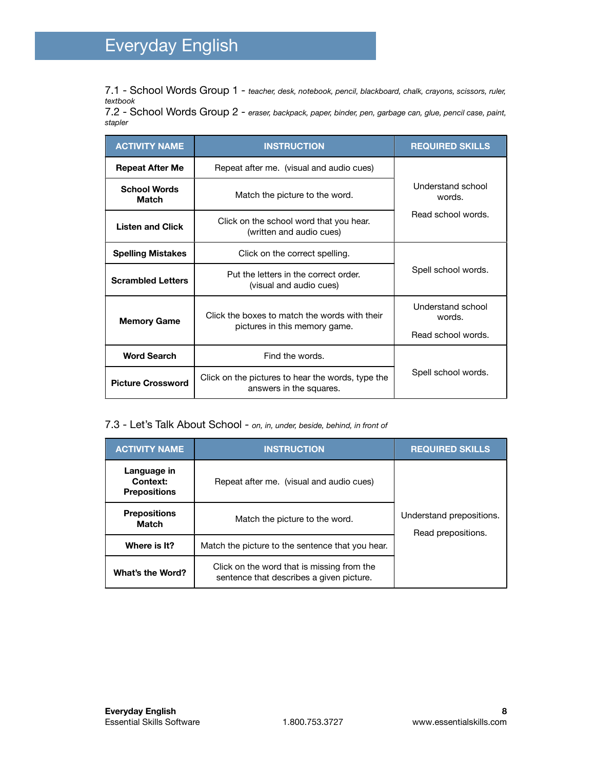# Everyday English

7.1 - School Words Group 1 - *teacher, desk, notebook, pencil, blackboard, chalk, crayons, scissors, ruler, textbook*

7.2 - School Words Group 2 - *eraser, backpack, paper, binder, pen, garbage can, glue, pencil case, paint, stapler*

| ACTIVITY NAME | INSTRUCTION | REQUIRED SKILLS |
|---|---|---|
| **Repeat After Me** | Repeat after me. (visual and audio cues) | Understand school words.<br><br>Read school words. |
| **School Words Match** | Match the picture to the word. | |
| **Listen and Click** | Click on the school word that you hear. (written and audio cues) | |
| **Spelling Mistakes** | Click on the correct spelling. | Spell school words. |
| **Scrambled Letters** | Put the letters in the correct order. (visual and audio cues) | |
| **Memory Game** | Click the boxes to match the words with their pictures in this memory game. | Understand school words.<br><br>Read school words. |
| **Word Search** | Find the words. | Spell school words. |
| **Picture Crossword** | Click on the pictures to hear the words, type the answers in the squares. | |

7.3 - Let's Talk About School - *on, in, under, beside, behind, in front of*

| ACTIVITY NAME | INSTRUCTION | REQUIRED SKILLS |
|---|---|---|
| **Language in Context: Prepositions** | Repeat after me. (visual and audio cues) | Understand prepositions.<br><br>Read prepositions. |
| **Prepositions Match** | Match the picture to the word. | |
| **Where is It?** | Match the picture to the sentence that you hear. | |
| **What's the Word?** | Click on the word that is missing from the sentence that describes a given picture. | |

**Everyday English**
Essential Skills Software 1.800.753.3727 www.essentialskills.com